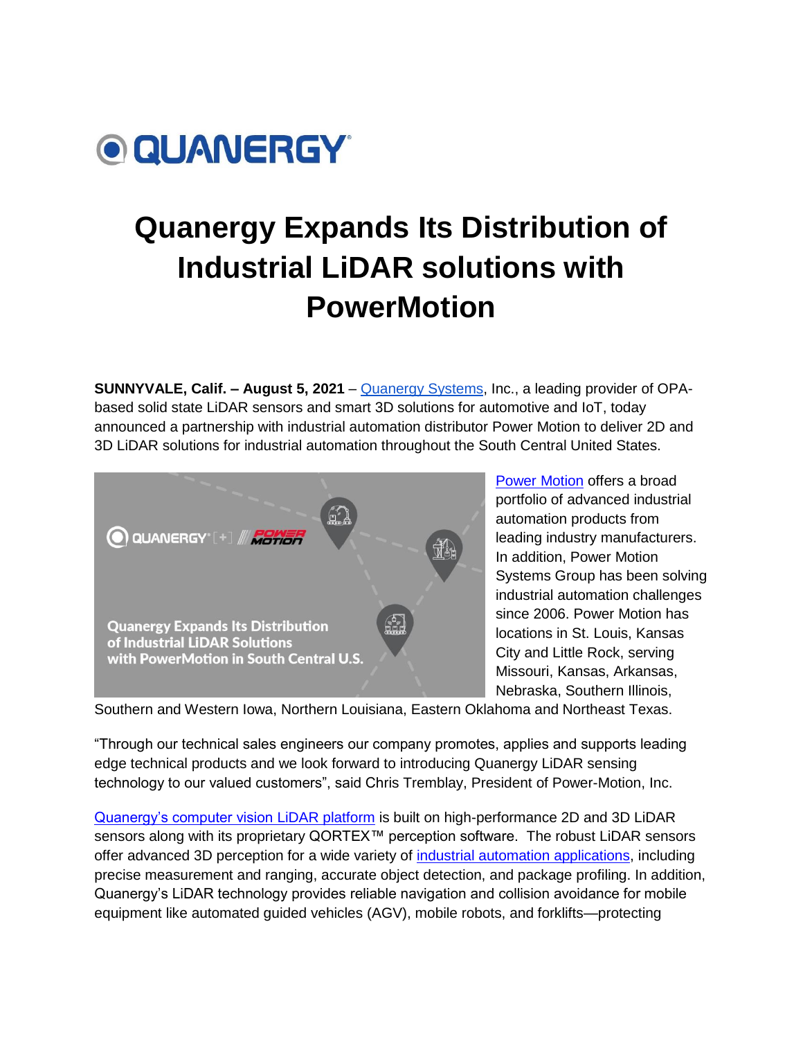# Quanergy Expands Its Distribution of Industrial LiDAR solutions with PowerMotion

**SUNNYVALE, Calif. – August 5, 2021** – Quanergy Systems, Inc., a leading provider of OPA-based solid state LiDAR sensors and smart 3D solutions for automotive and IoT, today announced a partnership with industrial automation distributor Power Motion to deliver 2D and 3D LiDAR solutions for industrial automation throughout the South Central United States.

Power Motion offers a broad portfolio of advanced industrial automation products from leading industry manufacturers. In addition, Power Motion Systems Group has been solving industrial automation challenges since 2006. Power Motion has locations in St. Louis, Kansas City and Little Rock, serving Missouri, Kansas, Arkansas, Nebraska, Southern Illinois, Southern and Western Iowa, Northern Louisiana, Eastern Oklahoma and Northeast Texas.

"Through our technical sales engineers our company promotes, applies and supports leading edge technical products and we look forward to introducing Quanergy LiDAR sensing technology to our valued customers", said Chris Tremblay, President of Power-Motion, Inc.

Quanergy's computer vision LiDAR platform is built on high-performance 2D and 3D LiDAR sensors along with its proprietary QORTEX™ perception software. The robust LiDAR sensors offer advanced 3D perception for a wide variety of industrial automation applications, including precise measurement and ranging, accurate object detection, and package profiling. In addition, Quanergy's LiDAR technology provides reliable navigation and collision avoidance for mobile equipment like automated guided vehicles (AGV), mobile robots, and forklifts—protecting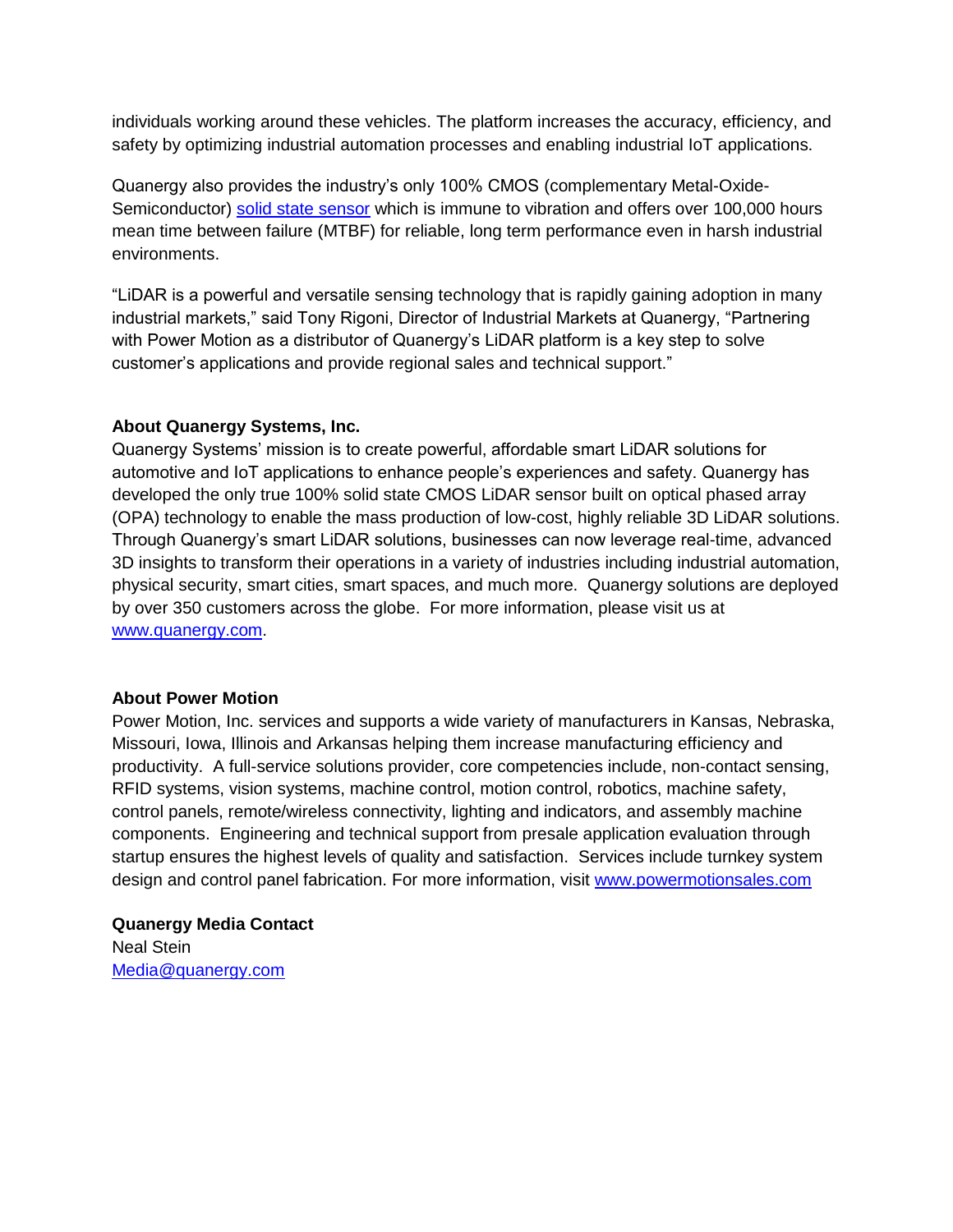individuals working around these vehicles. The platform increases the accuracy, efficiency, and safety by optimizing industrial automation processes and enabling industrial IoT applications.

Quanergy also provides the industry's only 100% CMOS (complementary Metal-Oxide-Semiconductor) [solid state sensor]() which is immune to vibration and offers over 100,000 hours mean time between failure (MTBF) for reliable, long term performance even in harsh industrial environments.

"LiDAR is a powerful and versatile sensing technology that is rapidly gaining adoption in many industrial markets," said Tony Rigoni, Director of Industrial Markets at Quanergy, "Partnering with Power Motion as a distributor of Quanergy's LiDAR platform is a key step to solve customer's applications and provide regional sales and technical support."

**About Quanergy Systems, Inc.**

Quanergy Systems' mission is to create powerful, affordable smart LiDAR solutions for automotive and IoT applications to enhance people's experiences and safety. Quanergy has developed the only true 100% solid state CMOS LiDAR sensor built on optical phased array (OPA) technology to enable the mass production of low-cost, highly reliable 3D LiDAR solutions. Through Quanergy's smart LiDAR solutions, businesses can now leverage real-time, advanced 3D insights to transform their operations in a variety of industries including industrial automation, physical security, smart cities, smart spaces, and much more. Quanergy solutions are deployed by over 350 customers across the globe. For more information, please visit us at [www.quanergy.com](http://www.quanergy.com).

**About Power Motion**

Power Motion, Inc. services and supports a wide variety of manufacturers in Kansas, Nebraska, Missouri, Iowa, Illinois and Arkansas helping them increase manufacturing efficiency and productivity. A full-service solutions provider, core competencies include, non-contact sensing, RFID systems, vision systems, machine control, motion control, robotics, machine safety, control panels, remote/wireless connectivity, lighting and indicators, and assembly machine components. Engineering and technical support from presale application evaluation through startup ensures the highest levels of quality and satisfaction. Services include turnkey system design and control panel fabrication. For more information, visit [www.powermotionsales.com](http://www.powermotionsales.com)

**Quanergy Media Contact**

Neal Stein

[Media@quanergy.com](mailto:Media@quanergy.com)